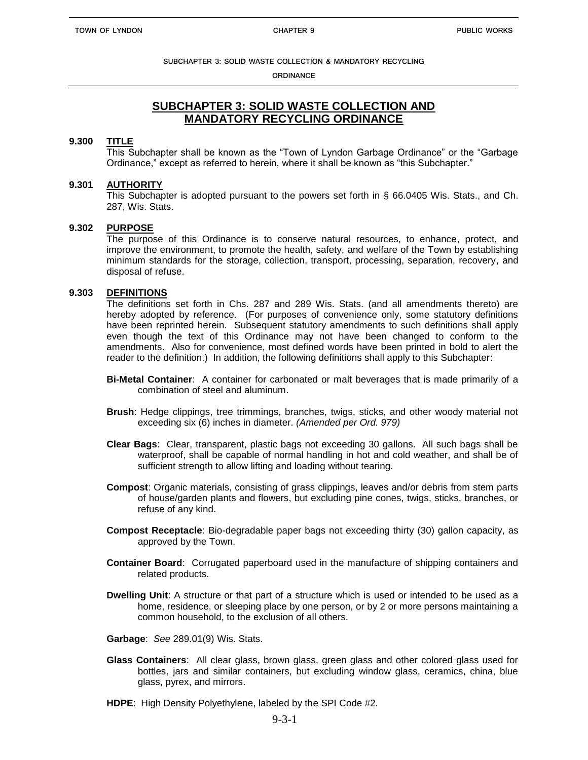# SUBCHAPTER 3: SOLID WASTE COLLECTION AND MANDATORY RECYCLING ORDINANCE

## 9.300 TITLE

This Subchapter shall be known as the "Town of Lyndon Garbage Ordinance" or the "Garbage Ordinance," except as referred to herein, where it shall be known as "this Subchapter."

## 9.301 AUTHORITY

This Subchapter is adopted pursuant to the powers set forth in § 66.0405 Wis. Stats., and Ch. 287, Wis. Stats.

## 9.302 PURPOSE

The purpose of this Ordinance is to conserve natural resources, to enhance, protect, and improve the environment, to promote the health, safety, and welfare of the Town by establishing minimum standards for the storage, collection, transport, processing, separation, recovery, and disposal of refuse.

## 9.303 DEFINITIONS

The definitions set forth in Chs. 287 and 289 Wis. Stats. (and all amendments thereto) are hereby adopted by reference. (For purposes of convenience only, some statutory definitions have been reprinted herein. Subsequent statutory amendments to such definitions shall apply even though the text of this Ordinance may not have been changed to conform to the amendments. Also for convenience, most defined words have been printed in bold to alert the reader to the definition.) In addition, the following definitions shall apply to this Subchapter:

**Bi-Metal Container**: A container for carbonated or malt beverages that is made primarily of a combination of steel and aluminum.

**Brush**: Hedge clippings, tree trimmings, branches, twigs, sticks, and other woody material not exceeding six (6) inches in diameter. *(Amended per Ord. 979)*

**Clear Bags**: Clear, transparent, plastic bags not exceeding 30 gallons. All such bags shall be waterproof, shall be capable of normal handling in hot and cold weather, and shall be of sufficient strength to allow lifting and loading without tearing.

**Compost**: Organic materials, consisting of grass clippings, leaves and/or debris from stem parts of house/garden plants and flowers, but excluding pine cones, twigs, sticks, branches, or refuse of any kind.

**Compost Receptacle**: Bio-degradable paper bags not exceeding thirty (30) gallon capacity, as approved by the Town.

**Container Board**: Corrugated paperboard used in the manufacture of shipping containers and related products.

**Dwelling Unit**: A structure or that part of a structure which is used or intended to be used as a home, residence, or sleeping place by one person, or by 2 or more persons maintaining a common household, to the exclusion of all others.

**Garbage**: *See* 289.01(9) Wis. Stats.

**Glass Containers**: All clear glass, brown glass, green glass and other colored glass used for bottles, jars and similar containers, but excluding window glass, ceramics, china, blue glass, pyrex, and mirrors.

**HDPE**: High Density Polyethylene, labeled by the SPI Code #2.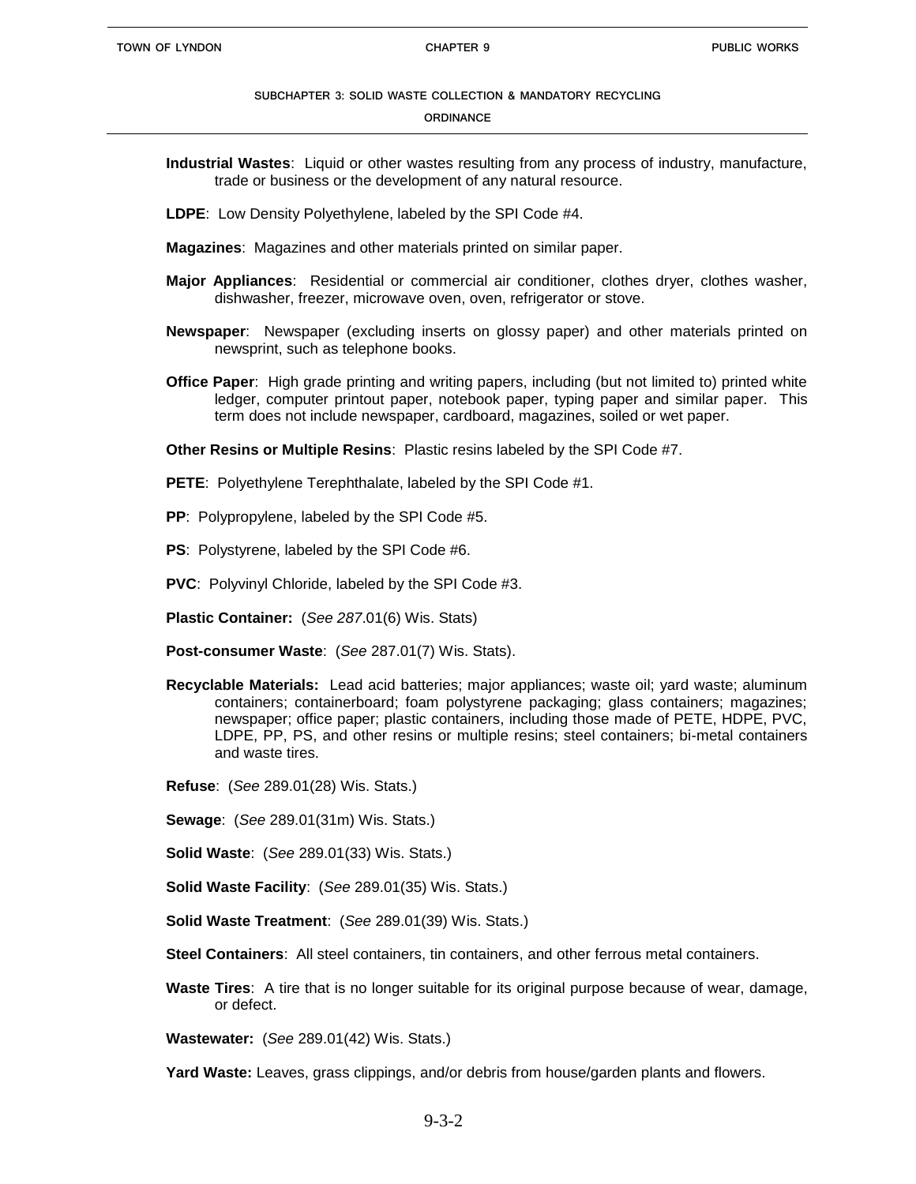**Industrial Wastes**: Liquid or other wastes resulting from any process of industry, manufacture, trade or business or the development of any natural resource.

**LDPE**: Low Density Polyethylene, labeled by the SPI Code #4.

**Magazines**: Magazines and other materials printed on similar paper.

**Major Appliances**: Residential or commercial air conditioner, clothes dryer, clothes washer, dishwasher, freezer, microwave oven, oven, refrigerator or stove.

**Newspaper**: Newspaper (excluding inserts on glossy paper) and other materials printed on newsprint, such as telephone books.

**Office Paper**: High grade printing and writing papers, including (but not limited to) printed white ledger, computer printout paper, notebook paper, typing paper and similar paper. This term does not include newspaper, cardboard, magazines, soiled or wet paper.

**Other Resins or Multiple Resins**: Plastic resins labeled by the SPI Code #7.

**PETE**: Polyethylene Terephthalate, labeled by the SPI Code #1.

**PP**: Polypropylene, labeled by the SPI Code #5.

**PS**: Polystyrene, labeled by the SPI Code #6.

**PVC**: Polyvinyl Chloride, labeled by the SPI Code #3.

**Plastic Container:** (*See 287*.01(6) Wis. Stats)

**Post-consumer Waste**: (*See* 287.01(7) Wis. Stats).

**Recyclable Materials:** Lead acid batteries; major appliances; waste oil; yard waste; aluminum containers; containerboard; foam polystyrene packaging; glass containers; magazines; newspaper; office paper; plastic containers, including those made of PETE, HDPE, PVC, LDPE, PP, PS, and other resins or multiple resins; steel containers; bi-metal containers and waste tires.

**Refuse**: (*See* 289.01(28) Wis. Stats.)

**Sewage**: (*See* 289.01(31m) Wis. Stats.)

**Solid Waste**: (*See* 289.01(33) Wis. Stats.)

**Solid Waste Facility**: (*See* 289.01(35) Wis. Stats.)

**Solid Waste Treatment**: (*See* 289.01(39) Wis. Stats.)

**Steel Containers**: All steel containers, tin containers, and other ferrous metal containers.

**Waste Tires**: A tire that is no longer suitable for its original purpose because of wear, damage, or defect.

**Wastewater:** (*See* 289.01(42) Wis. Stats.)

**Yard Waste:** Leaves, grass clippings, and/or debris from house/garden plants and flowers.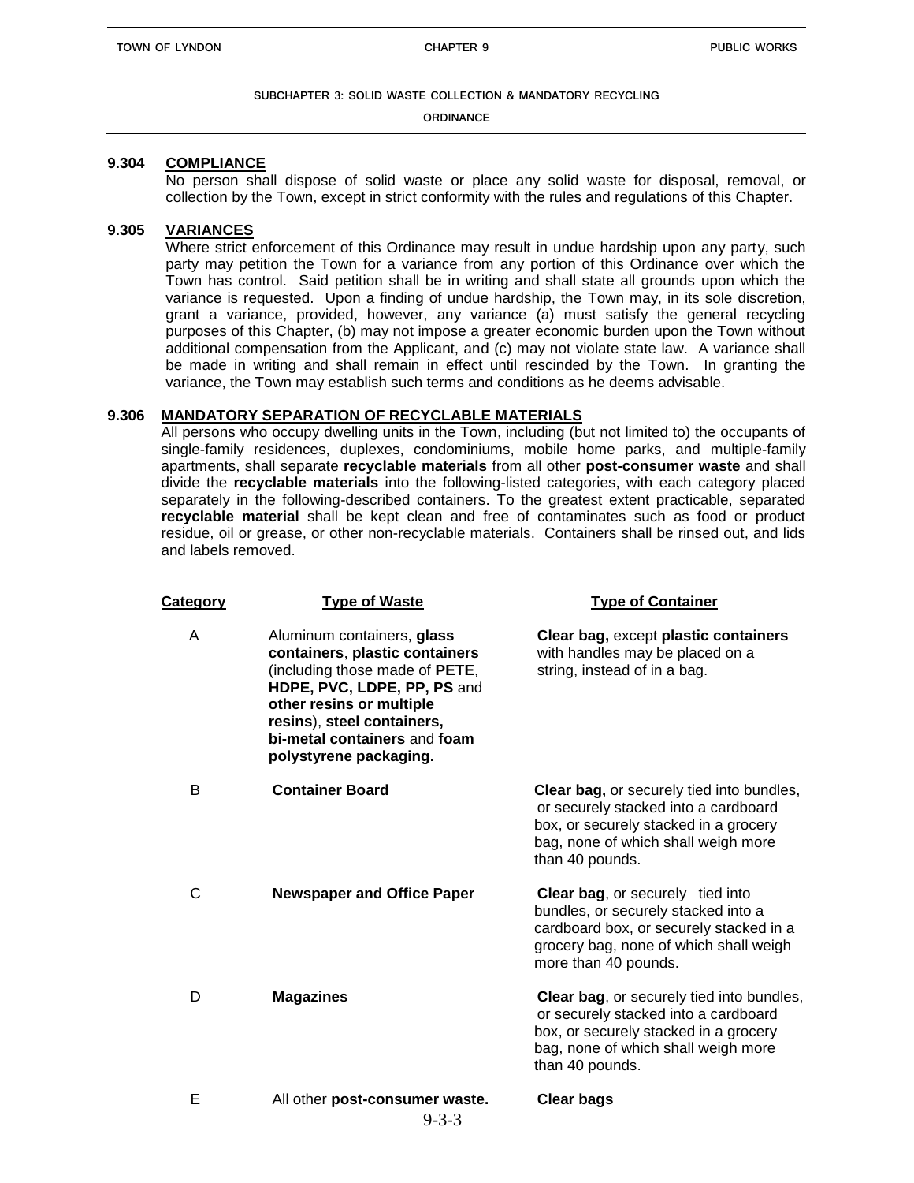## 9.304 COMPLIANCE

No person shall dispose of solid waste or place any solid waste for disposal, removal, or collection by the Town, except in strict conformity with the rules and regulations of this Chapter.

## 9.305 VARIANCES

Where strict enforcement of this Ordinance may result in undue hardship upon any party, such party may petition the Town for a variance from any portion of this Ordinance over which the Town has control. Said petition shall be in writing and shall state all grounds upon which the variance is requested. Upon a finding of undue hardship, the Town may, in its sole discretion, grant a variance, provided, however, any variance (a) must satisfy the general recycling purposes of this Chapter, (b) may not impose a greater economic burden upon the Town without additional compensation from the Applicant, and (c) may not violate state law. A variance shall be made in writing and shall remain in effect until rescinded by the Town. In granting the variance, the Town may establish such terms and conditions as he deems advisable.

## 9.306 MANDATORY SEPARATION OF RECYCLABLE MATERIALS

All persons who occupy dwelling units in the Town, including (but not limited to) the occupants of single-family residences, duplexes, condominiums, mobile home parks, and multiple-family apartments, shall separate **recyclable materials** from all other **post-consumer waste** and shall divide the **recyclable materials** into the following-listed categories, with each category placed separately in the following-described containers. To the greatest extent practicable, separated **recyclable material** shall be kept clean and free of contaminates such as food or product residue, oil or grease, or other non-recyclable materials. Containers shall be rinsed out, and lids and labels removed.

| Category | Type of Waste | Type of Container |
|---|---|---|
| A | Aluminum containers, **glass containers**, **plastic containers** (including those made of **PETE**, **HDPE, PVC, LDPE, PP, PS** and **other resins or multiple resins**), **steel containers, bi-metal containers** and **foam polystyrene packaging.** | **Clear bag,** except **plastic containers** with handles may be placed on a string, instead of in a bag. |
| B | **Container Board** | **Clear bag,** or securely tied into bundles, or securely stacked into a cardboard box, or securely stacked in a grocery bag, none of which shall weigh more than 40 pounds. |
| C | **Newspaper and Office Paper** | **Clear bag**, or securely tied into bundles, or securely stacked into a cardboard box, or securely stacked in a grocery bag, none of which shall weigh more than 40 pounds. |
| D | **Magazines** | **Clear bag**, or securely tied into bundles, or securely stacked into a cardboard box, or securely stacked in a grocery bag, none of which shall weigh more than 40 pounds. |
| E | All other **post-consumer waste.** | **Clear bags** |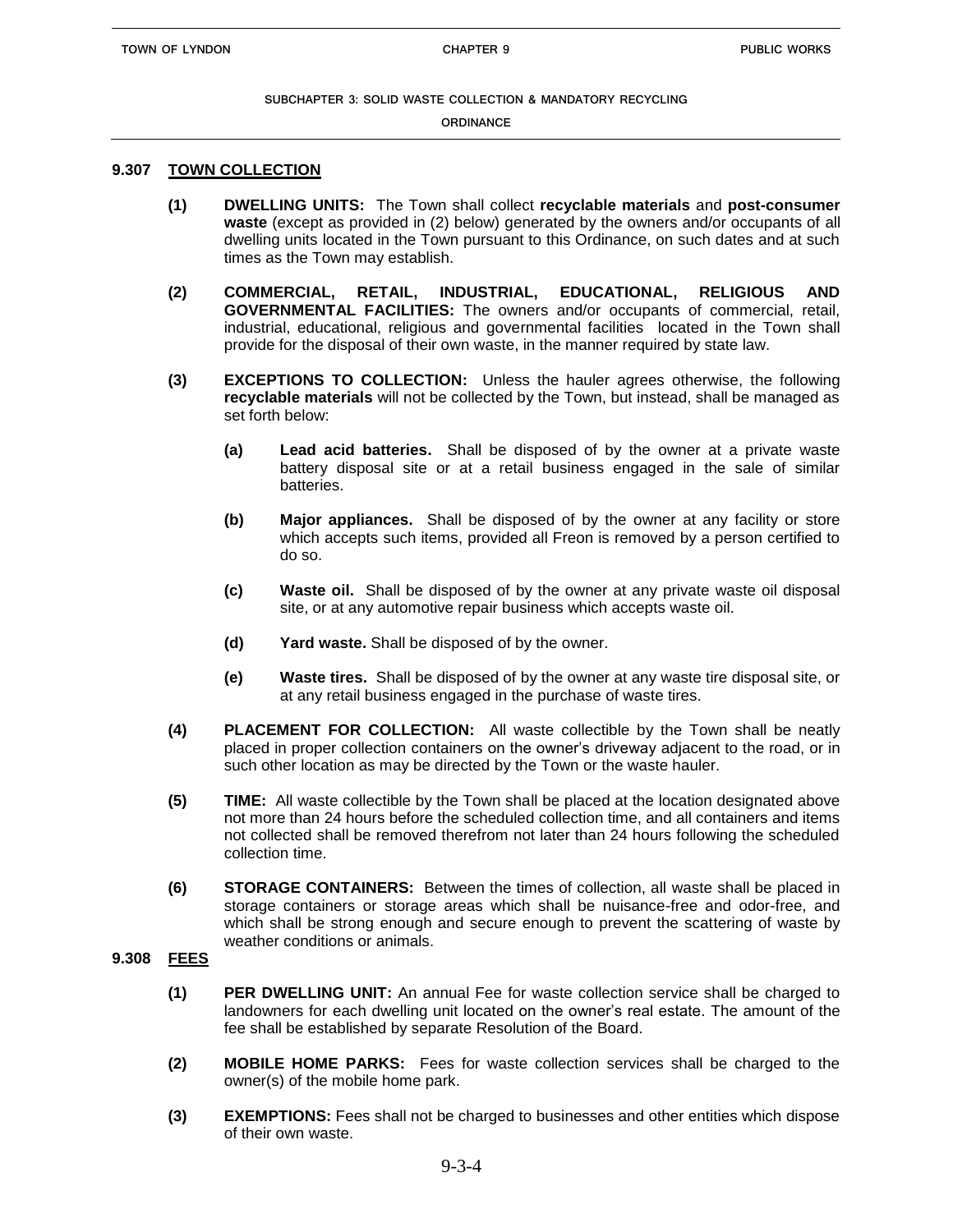## 9.307 TOWN COLLECTION

**(1) DWELLING UNITS:** The Town shall collect **recyclable materials** and **post-consumer waste** (except as provided in (2) below) generated by the owners and/or occupants of all dwelling units located in the Town pursuant to this Ordinance, on such dates and at such times as the Town may establish.

**(2) COMMERCIAL, RETAIL, INDUSTRIAL, EDUCATIONAL, RELIGIOUS AND GOVERNMENTAL FACILITIES:** The owners and/or occupants of commercial, retail, industrial, educational, religious and governmental facilities located in the Town shall provide for the disposal of their own waste, in the manner required by state law.

**(3) EXCEPTIONS TO COLLECTION:** Unless the hauler agrees otherwise, the following **recyclable materials** will not be collected by the Town, but instead, shall be managed as set forth below:

- **(a) Lead acid batteries.** Shall be disposed of by the owner at a private waste battery disposal site or at a retail business engaged in the sale of similar batteries.
- **(b) Major appliances.** Shall be disposed of by the owner at any facility or store which accepts such items, provided all Freon is removed by a person certified to do so.
- **(c) Waste oil.** Shall be disposed of by the owner at any private waste oil disposal site, or at any automotive repair business which accepts waste oil.
- **(d) Yard waste.** Shall be disposed of by the owner.
- **(e) Waste tires.** Shall be disposed of by the owner at any waste tire disposal site, or at any retail business engaged in the purchase of waste tires.

**(4) PLACEMENT FOR COLLECTION:** All waste collectible by the Town shall be neatly placed in proper collection containers on the owner's driveway adjacent to the road, or in such other location as may be directed by the Town or the waste hauler.

**(5) TIME:** All waste collectible by the Town shall be placed at the location designated above not more than 24 hours before the scheduled collection time, and all containers and items not collected shall be removed therefrom not later than 24 hours following the scheduled collection time.

**(6) STORAGE CONTAINERS:** Between the times of collection, all waste shall be placed in storage containers or storage areas which shall be nuisance-free and odor-free, and which shall be strong enough and secure enough to prevent the scattering of waste by weather conditions or animals.

## 9.308 FEES

**(1) PER DWELLING UNIT:** An annual Fee for waste collection service shall be charged to landowners for each dwelling unit located on the owner's real estate. The amount of the fee shall be established by separate Resolution of the Board.

**(2) MOBILE HOME PARKS:** Fees for waste collection services shall be charged to the owner(s) of the mobile home park.

**(3) EXEMPTIONS:** Fees shall not be charged to businesses and other entities which dispose of their own waste.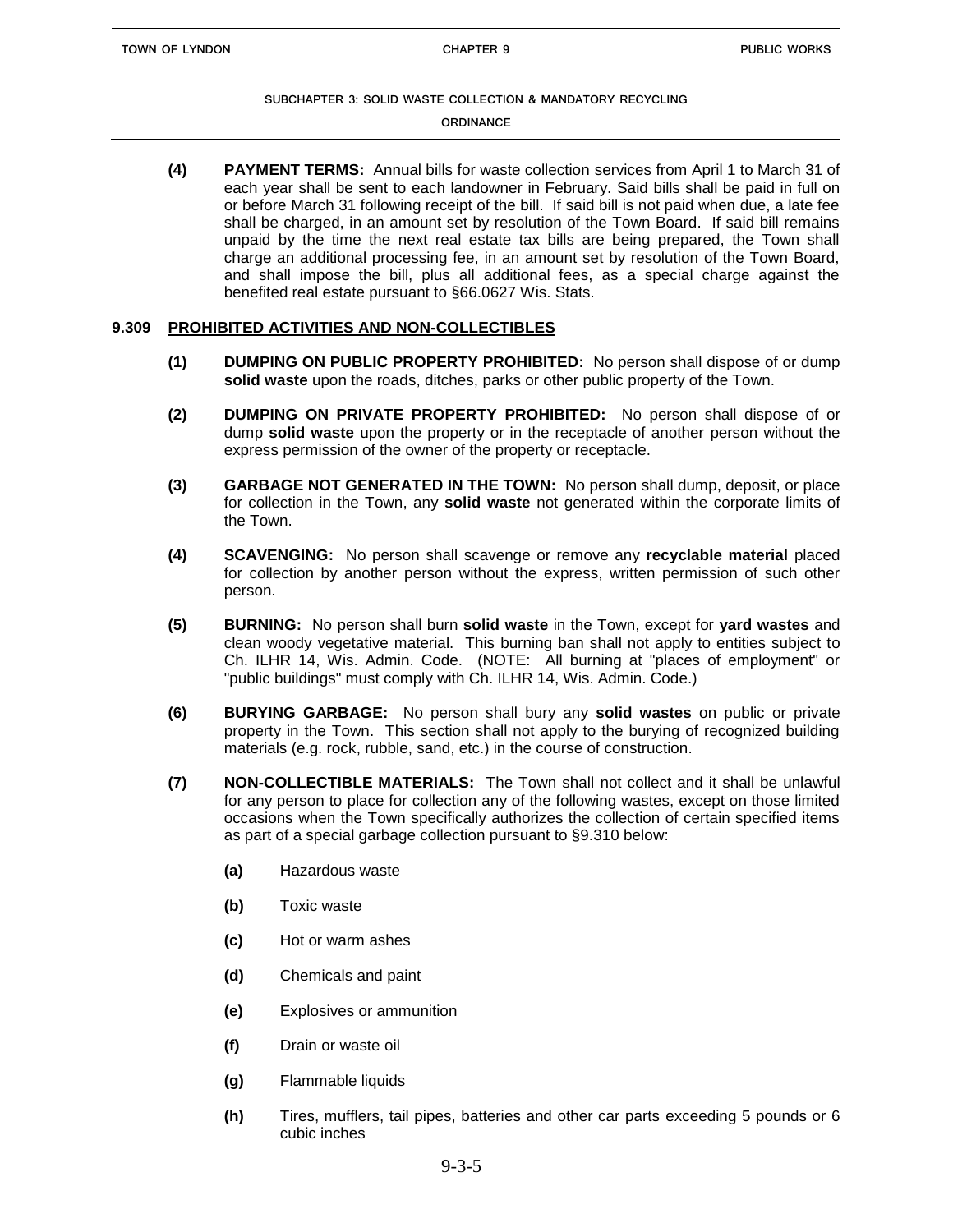**(4) PAYMENT TERMS:** Annual bills for waste collection services from April 1 to March 31 of each year shall be sent to each landowner in February. Said bills shall be paid in full on or before March 31 following receipt of the bill. If said bill is not paid when due, a late fee shall be charged, in an amount set by resolution of the Town Board. If said bill remains unpaid by the time the next real estate tax bills are being prepared, the Town shall charge an additional processing fee, in an amount set by resolution of the Town Board, and shall impose the bill, plus all additional fees, as a special charge against the benefited real estate pursuant to §66.0627 Wis. Stats.

## 9.309 PROHIBITED ACTIVITIES AND NON-COLLECTIBLES

**(1) DUMPING ON PUBLIC PROPERTY PROHIBITED:** No person shall dispose of or dump **solid waste** upon the roads, ditches, parks or other public property of the Town.

**(2) DUMPING ON PRIVATE PROPERTY PROHIBITED:** No person shall dispose of or dump **solid waste** upon the property or in the receptacle of another person without the express permission of the owner of the property or receptacle.

**(3) GARBAGE NOT GENERATED IN THE TOWN:** No person shall dump, deposit, or place for collection in the Town, any **solid waste** not generated within the corporate limits of the Town.

**(4) SCAVENGING:** No person shall scavenge or remove any **recyclable material** placed for collection by another person without the express, written permission of such other person.

**(5) BURNING:** No person shall burn **solid waste** in the Town, except for **yard wastes** and clean woody vegetative material. This burning ban shall not apply to entities subject to Ch. ILHR 14, Wis. Admin. Code. (NOTE: All burning at "places of employment" or "public buildings" must comply with Ch. ILHR 14, Wis. Admin. Code.)

**(6) BURYING GARBAGE:** No person shall bury any **solid wastes** on public or private property in the Town. This section shall not apply to the burying of recognized building materials (e.g. rock, rubble, sand, etc.) in the course of construction.

**(7) NON-COLLECTIBLE MATERIALS:** The Town shall not collect and it shall be unlawful for any person to place for collection any of the following wastes, except on those limited occasions when the Town specifically authorizes the collection of certain specified items as part of a special garbage collection pursuant to §9.310 below:

- **(a)** Hazardous waste
- **(b)** Toxic waste
- **(c)** Hot or warm ashes
- **(d)** Chemicals and paint
- **(e)** Explosives or ammunition
- **(f)** Drain or waste oil
- **(g)** Flammable liquids
- **(h)** Tires, mufflers, tail pipes, batteries and other car parts exceeding 5 pounds or 6 cubic inches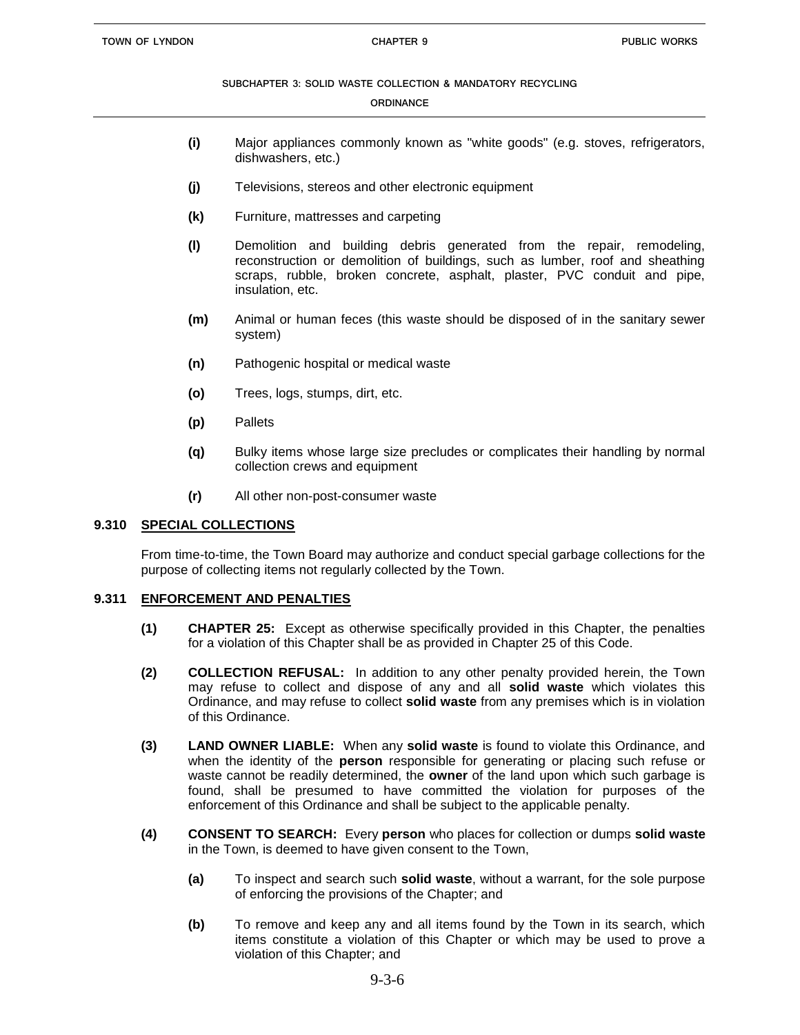- **(i)** Major appliances commonly known as "white goods" (e.g. stoves, refrigerators, dishwashers, etc.)
- **(j)** Televisions, stereos and other electronic equipment
- **(k)** Furniture, mattresses and carpeting
- **(l)** Demolition and building debris generated from the repair, remodeling, reconstruction or demolition of buildings, such as lumber, roof and sheathing scraps, rubble, broken concrete, asphalt, plaster, PVC conduit and pipe, insulation, etc.
- **(m)** Animal or human feces (this waste should be disposed of in the sanitary sewer system)
- **(n)** Pathogenic hospital or medical waste
- **(o)** Trees, logs, stumps, dirt, etc.
- **(p)** Pallets
- **(q)** Bulky items whose large size precludes or complicates their handling by normal collection crews and equipment
- **(r)** All other non-post-consumer waste

### 9.310 SPECIAL COLLECTIONS

From time-to-time, the Town Board may authorize and conduct special garbage collections for the purpose of collecting items not regularly collected by the Town.

### 9.311 ENFORCEMENT AND PENALTIES

**(1) CHAPTER 25:** Except as otherwise specifically provided in this Chapter, the penalties for a violation of this Chapter shall be as provided in Chapter 25 of this Code.

**(2) COLLECTION REFUSAL:** In addition to any other penalty provided herein, the Town may refuse to collect and dispose of any and all **solid waste** which violates this Ordinance, and may refuse to collect **solid waste** from any premises which is in violation of this Ordinance.

**(3) LAND OWNER LIABLE:** When any **solid waste** is found to violate this Ordinance, and when the identity of the **person** responsible for generating or placing such refuse or waste cannot be readily determined, the **owner** of the land upon which such garbage is found, shall be presumed to have committed the violation for purposes of the enforcement of this Ordinance and shall be subject to the applicable penalty.

**(4) CONSENT TO SEARCH:** Every **person** who places for collection or dumps **solid waste** in the Town, is deemed to have given consent to the Town,

- **(a)** To inspect and search such **solid waste**, without a warrant, for the sole purpose of enforcing the provisions of the Chapter; and
- **(b)** To remove and keep any and all items found by the Town in its search, which items constitute a violation of this Chapter or which may be used to prove a violation of this Chapter; and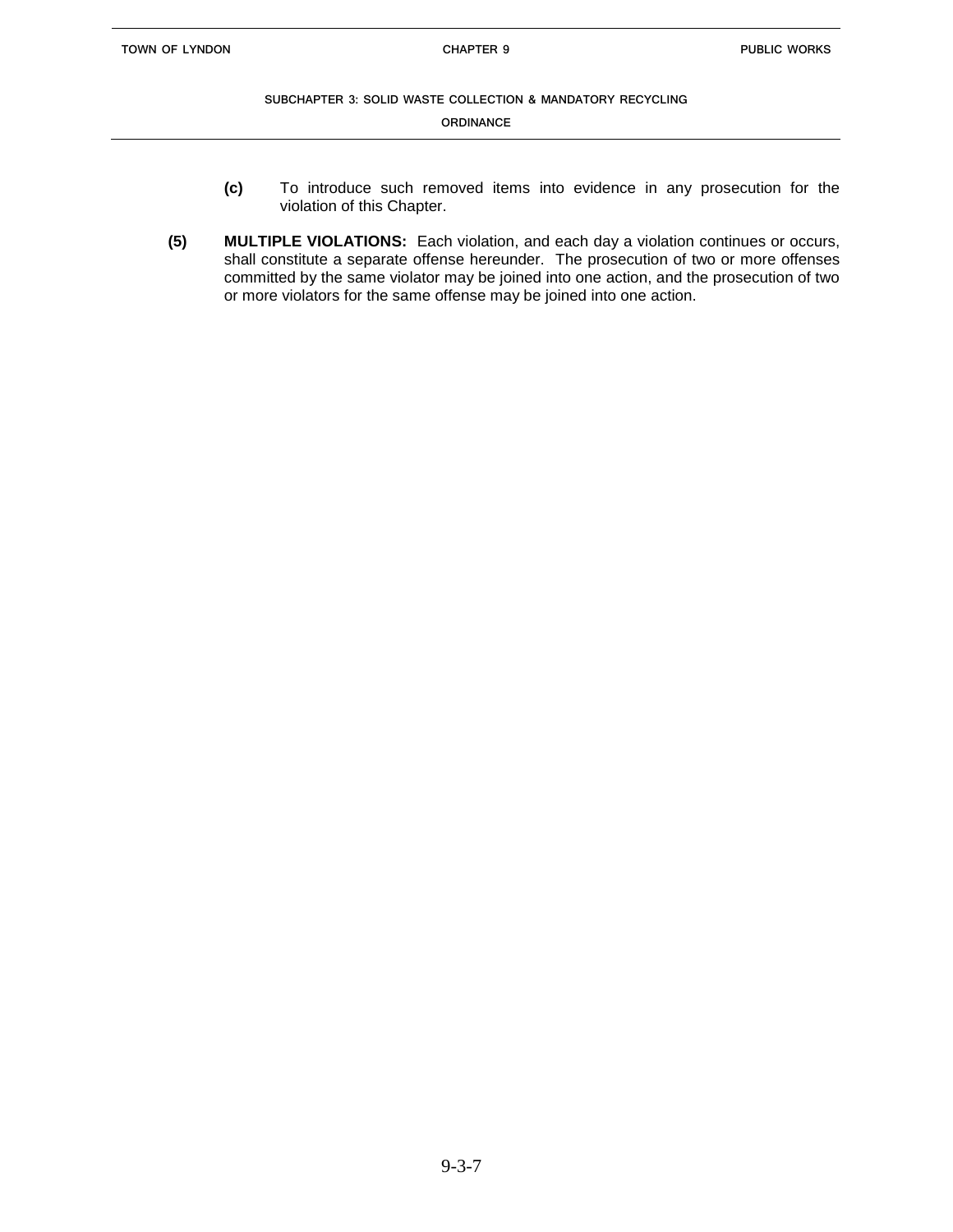**(c)** To introduce such removed items into evidence in any prosecution for the violation of this Chapter.

**(5) MULTIPLE VIOLATIONS:** Each violation, and each day a violation continues or occurs, shall constitute a separate offense hereunder. The prosecution of two or more offenses committed by the same violator may be joined into one action, and the prosecution of two or more violators for the same offense may be joined into one action.